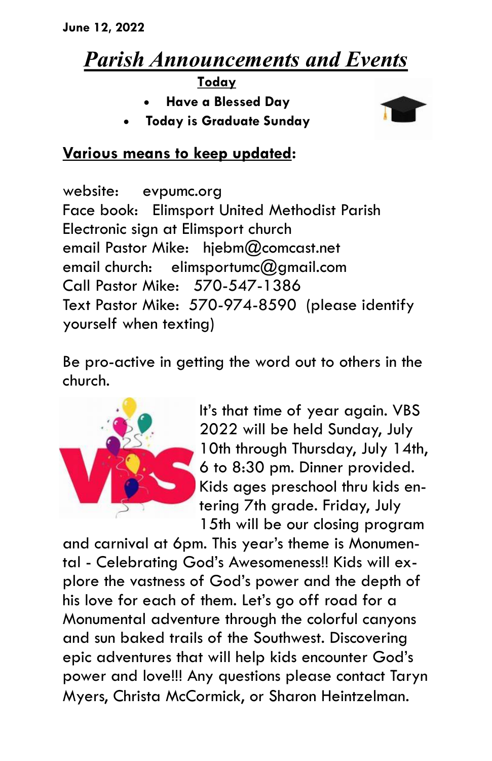**June 12, 2022**

# *Parish Announcements and Events*

**Today**

- **Have a Blessed Day**
- **Today is Graduate Sunday**

## Various means to keep updated:

website: evpumc.org
Face book: Elimsport United Methodist Parish
Electronic sign at Elimsport church
email Pastor Mike: hjebm@comcast.net
email church: elimsportumc@gmail.com
Call Pastor Mike: 570-547-1386
Text Pastor Mike: 570-974-8590 (please identify yourself when texting)

Be pro-active in getting the word out to others in the church.

It's that time of year again. VBS 2022 will be held Sunday, July 10th through Thursday, July 14th, 6 to 8:30 pm. Dinner provided. Kids ages preschool thru kids entering 7th grade. Friday, July 15th will be our closing program and carnival at 6pm. This year's theme is Monumental - Celebrating God's Awesomeness!! Kids will explore the vastness of God's power and the depth of his love for each of them. Let's go off road for a Monumental adventure through the colorful canyons and sun baked trails of the Southwest. Discovering epic adventures that will help kids encounter God's power and love!!! Any questions please contact Taryn Myers, Christa McCormick, or Sharon Heintzelman.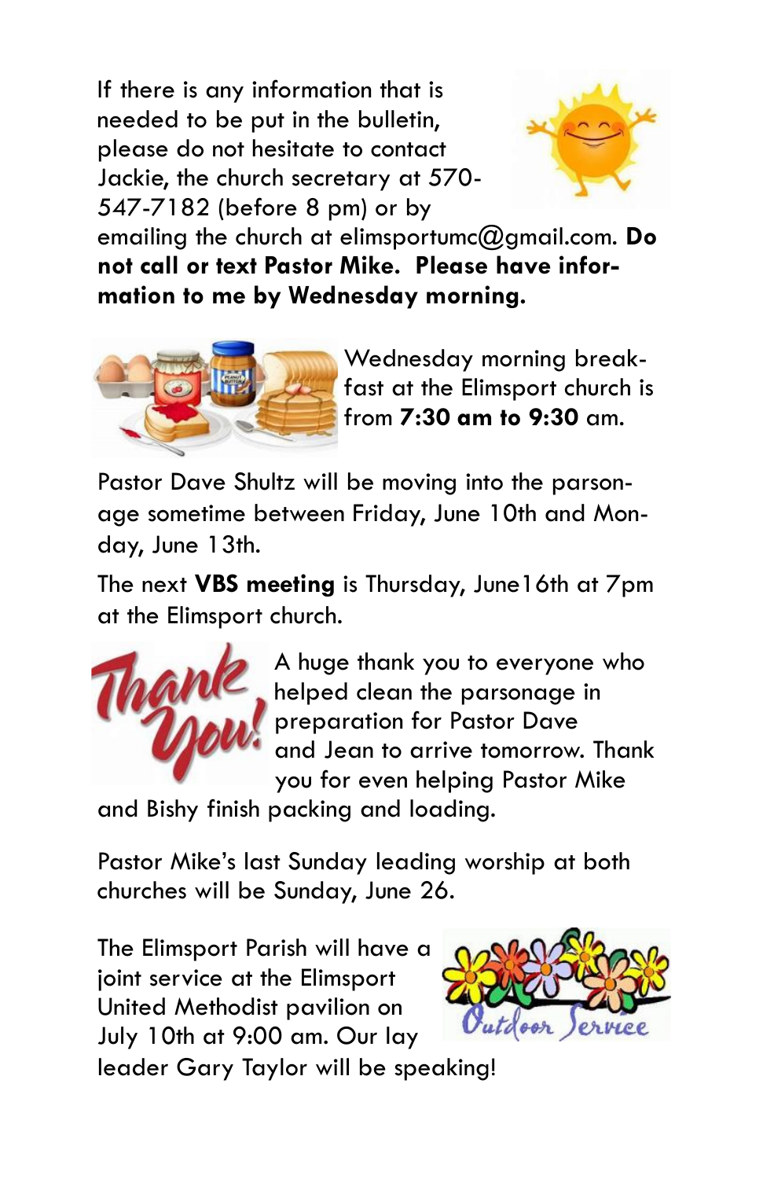If there is any information that is needed to be put in the bulletin, please do not hesitate to contact Jackie, the church secretary at 570-547-7182 (before 8 pm) or by emailing the church at elimsportumc@gmail.com. **Do not call or text Pastor Mike. Please have information to me by Wednesday morning.**

Wednesday morning breakfast at the Elimsport church is from **7:30 am to 9:30** am.

Pastor Dave Shultz will be moving into the parsonage sometime between Friday, June 10th and Monday, June 13th.

The next **VBS meeting** is Thursday, June16th at 7pm at the Elimsport church.

A huge thank you to everyone who helped clean the parsonage in preparation for Pastor Dave and Jean to arrive tomorrow. Thank you for even helping Pastor Mike and Bishy finish packing and loading.

Pastor Mike's last Sunday leading worship at both churches will be Sunday, June 26.

The Elimsport Parish will have a joint service at the Elimsport United Methodist pavilion on July 10th at 9:00 am. Our lay leader Gary Taylor will be speaking!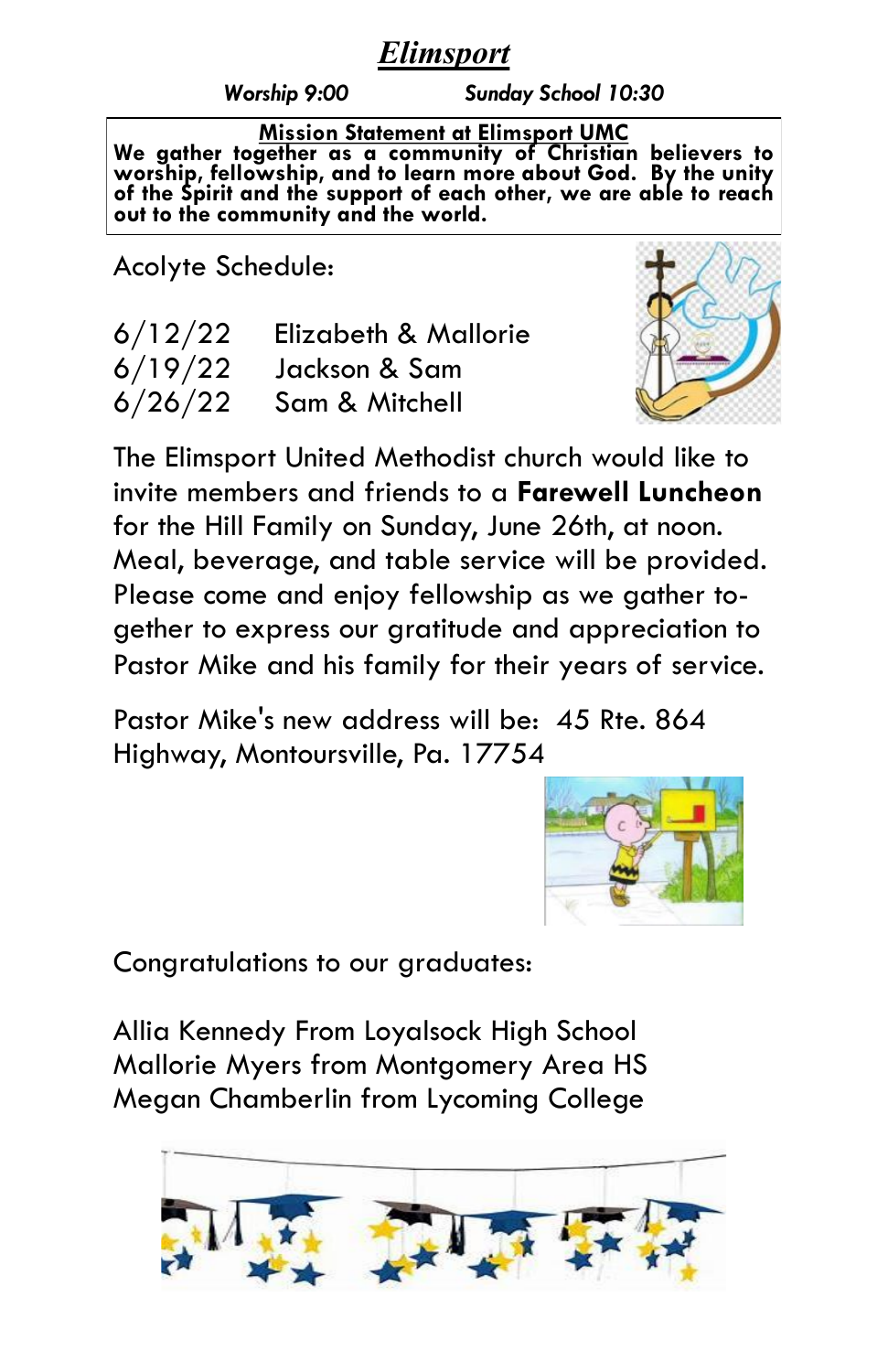# *Elimsport*

*Worship 9:00* *Sunday School 10:30*

**Mission Statement at Elimsport UMC**

**We gather together as a community of Christian believers to worship, fellowship, and to learn more about God. By the unity of the Spirit and the support of each other, we are able to reach out to the community and the world.**

Acolyte Schedule:

| | |
|---|---|
| 6/12/22 | Elizabeth & Mallorie |
| 6/19/22 | Jackson & Sam |
| 6/26/22 | Sam & Mitchell |

The Elimsport United Methodist church would like to invite members and friends to a **Farewell Luncheon** for the Hill Family on Sunday, June 26th, at noon. Meal, beverage, and table service will be provided. Please come and enjoy fellowship as we gather together to express our gratitude and appreciation to Pastor Mike and his family for their years of service.

Pastor Mike's new address will be: 45 Rte. 864 Highway, Montoursville, Pa. 17754

Congratulations to our graduates:

Allia Kennedy From Loyalsock High School
Mallorie Myers from Montgomery Area HS
Megan Chamberlin from Lycoming College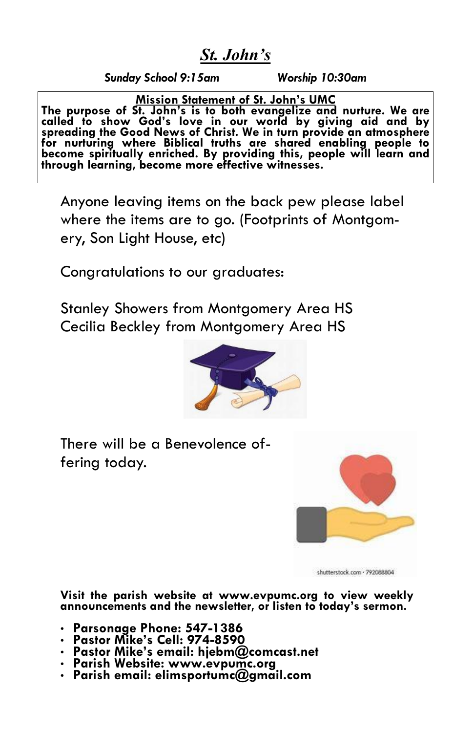# *St. John's*

*Sunday School 9:15am* *Worship 10:30am*

**Mission Statement of St. John's UMC**

**The purpose of St. John's is to both evangelize and nurture. We are called to show God's love in our world by giving aid and by spreading the Good News of Christ. We in turn provide an atmosphere for nurturing where Biblical truths are shared enabling people to become spiritually enriched. By providing this, people will learn and through learning, become more effective witnesses.**

Anyone leaving items on the back pew please label where the items are to go. (Footprints of Montgomery, Son Light House, etc)

Congratulations to our graduates:

Stanley Showers from Montgomery Area HS
Cecilia Beckley from Montgomery Area HS

There will be a Benevolence offering today.

shutterstock.com · 792088804

**Visit the parish website at www.evpumc.org to view weekly announcements and the newsletter, or listen to today's sermon.**

- **Parsonage Phone: 547-1386**
- **Pastor Mike's Cell: 974-8590**
- **Pastor Mike's email: hjebm@comcast.net**
- **Parish Website: www.evpumc.org**
- **Parish email: elimsportumc@gmail.com**